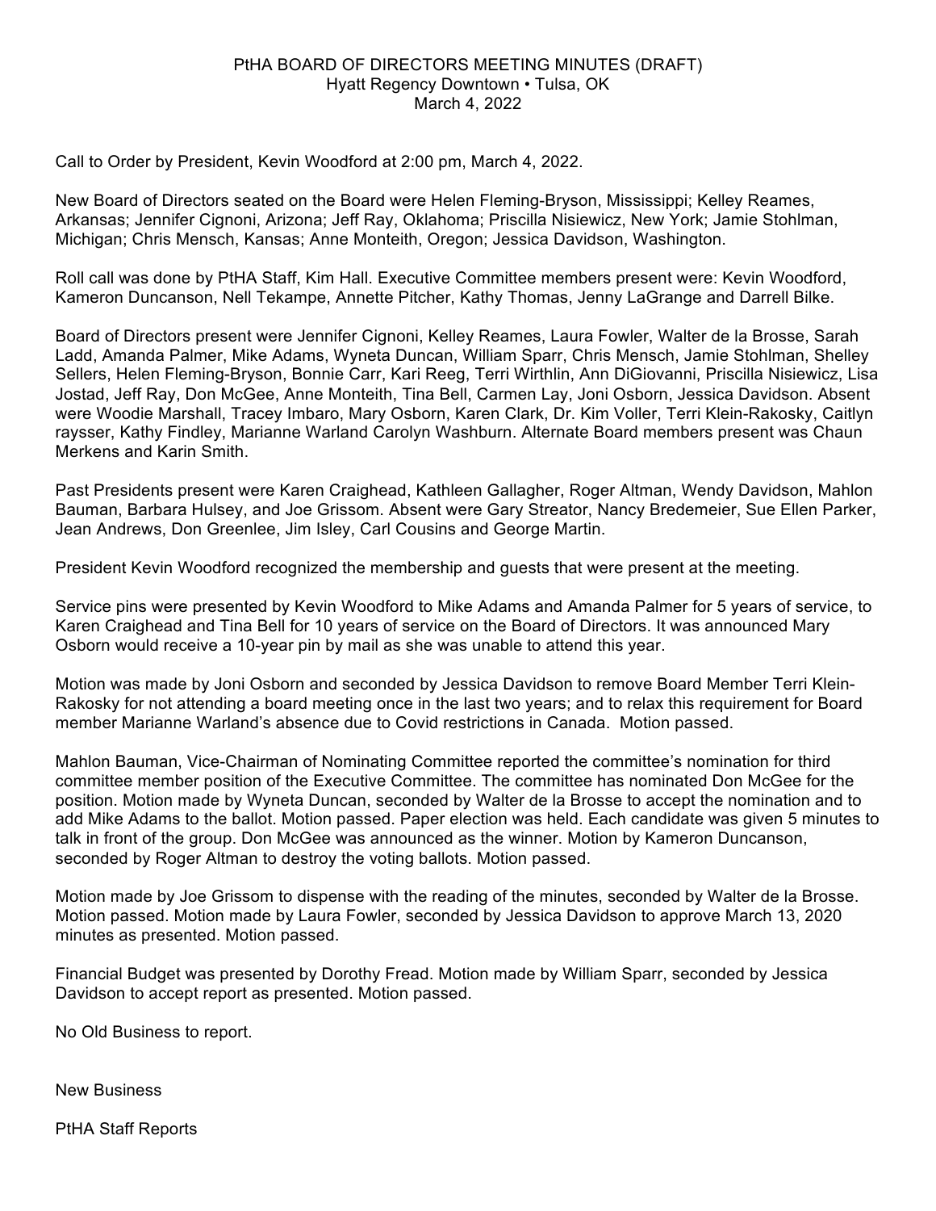PtHA BOARD OF DIRECTORS MEETING MINUTES (DRAFT)
Hyatt Regency Downtown • Tulsa, OK
March 4, 2022

Call to Order by President, Kevin Woodford at 2:00 pm, March 4, 2022.

New Board of Directors seated on the Board were Helen Fleming-Bryson, Mississippi; Kelley Reames, Arkansas; Jennifer Cignoni, Arizona; Jeff Ray, Oklahoma; Priscilla Nisiewicz, New York; Jamie Stohlman, Michigan; Chris Mensch, Kansas; Anne Monteith, Oregon; Jessica Davidson, Washington.

Roll call was done by PtHA Staff, Kim Hall. Executive Committee members present were: Kevin Woodford, Kameron Duncanson, Nell Tekampe, Annette Pitcher, Kathy Thomas, Jenny LaGrange and Darrell Bilke.

Board of Directors present were Jennifer Cignoni, Kelley Reames, Laura Fowler, Walter de la Brosse, Sarah Ladd, Amanda Palmer, Mike Adams, Wyneta Duncan, William Sparr, Chris Mensch, Jamie Stohlman, Shelley Sellers, Helen Fleming-Bryson, Bonnie Carr, Kari Reeg, Terri Wirthlin, Ann DiGiovanni, Priscilla Nisiewicz, Lisa Jostad, Jeff Ray, Don McGee, Anne Monteith, Tina Bell, Carmen Lay, Joni Osborn, Jessica Davidson. Absent were Woodie Marshall, Tracey Imbaro, Mary Osborn, Karen Clark, Dr. Kim Voller, Terri Klein-Rakosky, Caitlyn raysser, Kathy Findley, Marianne Warland Carolyn Washburn. Alternate Board members present was Chaun Merkens and Karin Smith.

Past Presidents present were Karen Craighead, Kathleen Gallagher, Roger Altman, Wendy Davidson, Mahlon Bauman, Barbara Hulsey, and Joe Grissom. Absent were Gary Streator, Nancy Bredemeier, Sue Ellen Parker, Jean Andrews, Don Greenlee, Jim Isley, Carl Cousins and George Martin.

President Kevin Woodford recognized the membership and guests that were present at the meeting.

Service pins were presented by Kevin Woodford to Mike Adams and Amanda Palmer for 5 years of service, to Karen Craighead and Tina Bell for 10 years of service on the Board of Directors. It was announced Mary Osborn would receive a 10-year pin by mail as she was unable to attend this year.

Motion was made by Joni Osborn and seconded by Jessica Davidson to remove Board Member Terri Klein-Rakosky for not attending a board meeting once in the last two years; and to relax this requirement for Board member Marianne Warland's absence due to Covid restrictions in Canada. Motion passed.

Mahlon Bauman, Vice-Chairman of Nominating Committee reported the committee's nomination for third committee member position of the Executive Committee. The committee has nominated Don McGee for the position. Motion made by Wyneta Duncan, seconded by Walter de la Brosse to accept the nomination and to add Mike Adams to the ballot. Motion passed. Paper election was held. Each candidate was given 5 minutes to talk in front of the group. Don McGee was announced as the winner. Motion by Kameron Duncanson, seconded by Roger Altman to destroy the voting ballots. Motion passed.

Motion made by Joe Grissom to dispense with the reading of the minutes, seconded by Walter de la Brosse. Motion passed. Motion made by Laura Fowler, seconded by Jessica Davidson to approve March 13, 2020 minutes as presented. Motion passed.

Financial Budget was presented by Dorothy Fread. Motion made by William Sparr, seconded by Jessica Davidson to accept report as presented. Motion passed.

No Old Business to report.

New Business

PtHA Staff Reports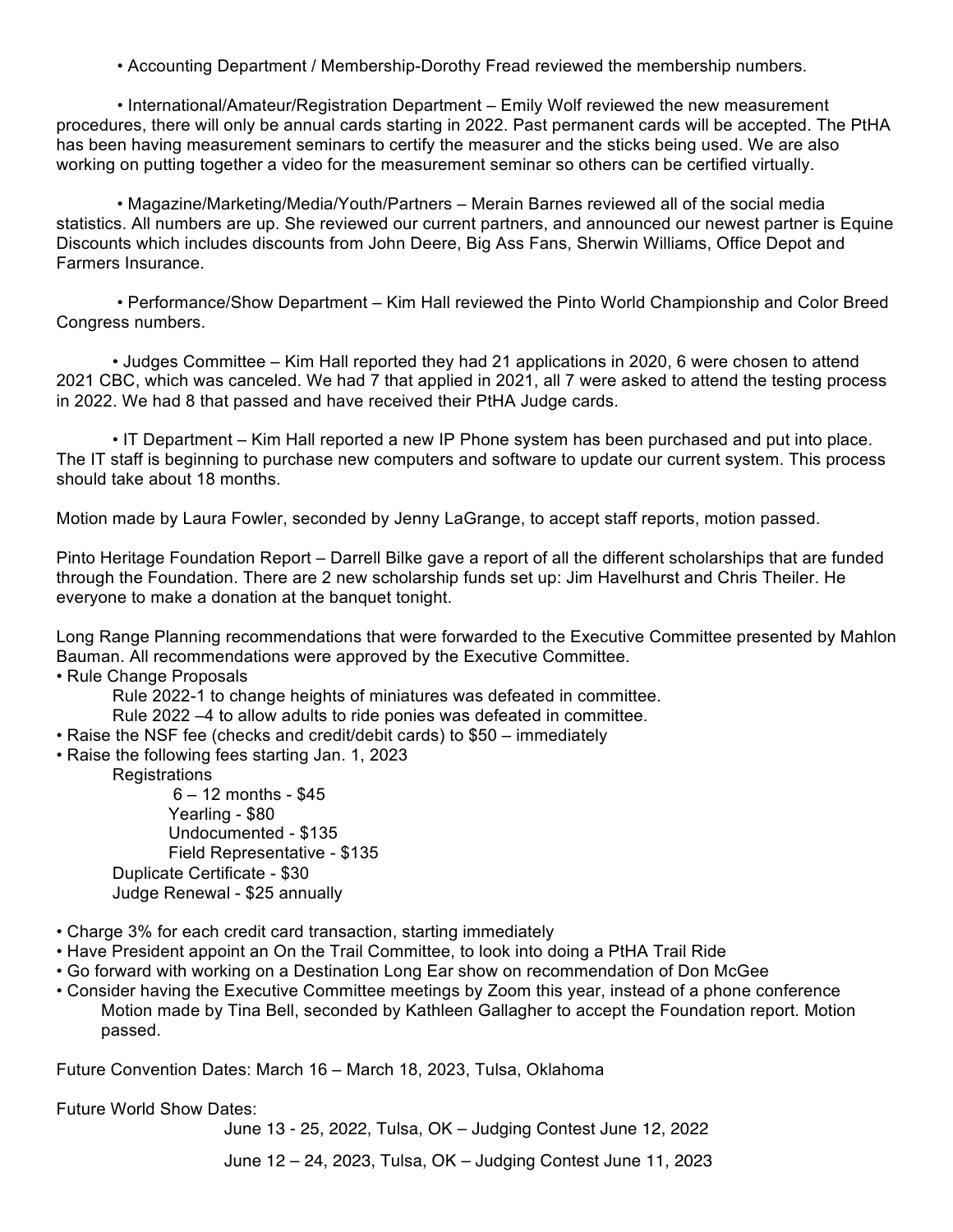- Accounting Department / Membership-Dorothy Fread reviewed the membership numbers.

- International/Amateur/Registration Department – Emily Wolf reviewed the new measurement procedures, there will only be annual cards starting in 2022. Past permanent cards will be accepted. The PtHA has been having measurement seminars to certify the measurer and the sticks being used. We are also working on putting together a video for the measurement seminar so others can be certified virtually.

- Magazine/Marketing/Media/Youth/Partners – Merain Barnes reviewed all of the social media statistics. All numbers are up. She reviewed our current partners, and announced our newest partner is Equine Discounts which includes discounts from John Deere, Big Ass Fans, Sherwin Williams, Office Depot and Farmers Insurance.

- Performance/Show Department – Kim Hall reviewed the Pinto World Championship and Color Breed Congress numbers.

- Judges Committee – Kim Hall reported they had 21 applications in 2020, 6 were chosen to attend 2021 CBC, which was canceled. We had 7 that applied in 2021, all 7 were asked to attend the testing process in 2022. We had 8 that passed and have received their PtHA Judge cards.

- IT Department – Kim Hall reported a new IP Phone system has been purchased and put into place. The IT staff is beginning to purchase new computers and software to update our current system. This process should take about 18 months.

Motion made by Laura Fowler, seconded by Jenny LaGrange, to accept staff reports, motion passed.

Pinto Heritage Foundation Report – Darrell Bilke gave a report of all the different scholarships that are funded through the Foundation. There are 2 new scholarship funds set up: Jim Havelhurst and Chris Theiler. He everyone to make a donation at the banquet tonight.

Long Range Planning recommendations that were forwarded to the Executive Committee presented by Mahlon Bauman. All recommendations were approved by the Executive Committee.

- Rule Change Proposals
  - Rule 2022-1 to change heights of miniatures was defeated in committee.
  - Rule 2022 –4 to allow adults to ride ponies was defeated in committee.
- Raise the NSF fee (checks and credit/debit cards) to $50 – immediately
- Raise the following fees starting Jan. 1, 2023
  - Registrations
    - 6 – 12 months - $45
    - Yearling - $80
    - Undocumented - $135
    - Field Representative - $135
  - Duplicate Certificate - $30
  - Judge Renewal - $25 annually
- Charge 3% for each credit card transaction, starting immediately
- Have President appoint an On the Trail Committee, to look into doing a PtHA Trail Ride
- Go forward with working on a Destination Long Ear show on recommendation of Don McGee
- Consider having the Executive Committee meetings by Zoom this year, instead of a phone conference

  Motion made by Tina Bell, seconded by Kathleen Gallagher to accept the Foundation report. Motion passed.

Future Convention Dates: March 16 – March 18, 2023, Tulsa, Oklahoma

Future World Show Dates:

June 13 - 25, 2022, Tulsa, OK – Judging Contest June 12, 2022

June 12 – 24, 2023, Tulsa, OK – Judging Contest June 11, 2023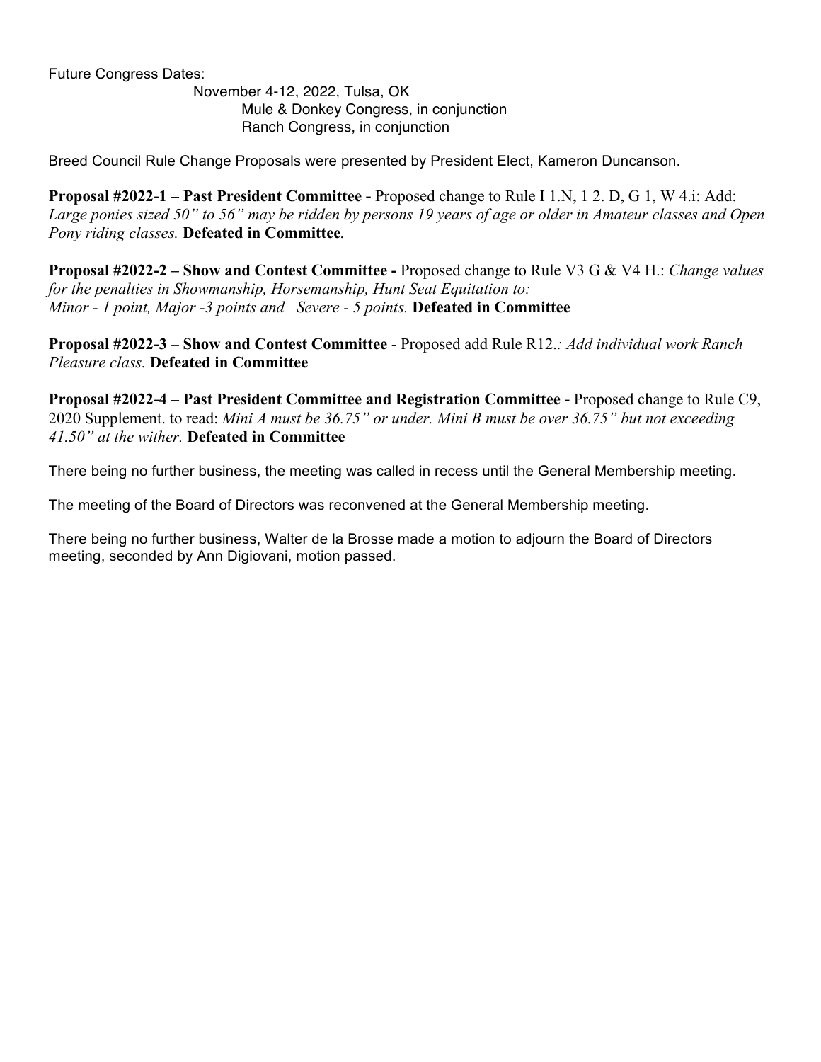Future Congress Dates:

November 4-12, 2022, Tulsa, OK
Mule & Donkey Congress, in conjunction
Ranch Congress, in conjunction

Breed Council Rule Change Proposals were presented by President Elect, Kameron Duncanson.

**Proposal #2022-1 – Past President Committee -** Proposed change to Rule I 1.N, 1 2. D, G 1, W 4.i: Add: *Large ponies sized 50" to 56" may be ridden by persons 19 years of age or older in Amateur classes and Open Pony riding classes.* **Defeated in Committee***.*

**Proposal #2022-2 – Show and Contest Committee -** Proposed change to Rule V3 G & V4 H.: *Change values for the penalties in Showmanship, Horsemanship, Hunt Seat Equitation to: Minor - 1 point, Major -3 points and Severe - 5 points.* **Defeated in Committee**

**Proposal #2022-3** – **Show and Contest Committee** - Proposed add Rule R12.*: Add individual work Ranch Pleasure class.* **Defeated in Committee**

**Proposal #2022-4 – Past President Committee and Registration Committee -** Proposed change to Rule C9, 2020 Supplement. to read: *Mini A must be 36.75" or under. Mini B must be over 36.75" but not exceeding 41.50" at the wither.* **Defeated in Committee**

There being no further business, the meeting was called in recess until the General Membership meeting.

The meeting of the Board of Directors was reconvened at the General Membership meeting.

There being no further business, Walter de la Brosse made a motion to adjourn the Board of Directors meeting, seconded by Ann Digiovani, motion passed.